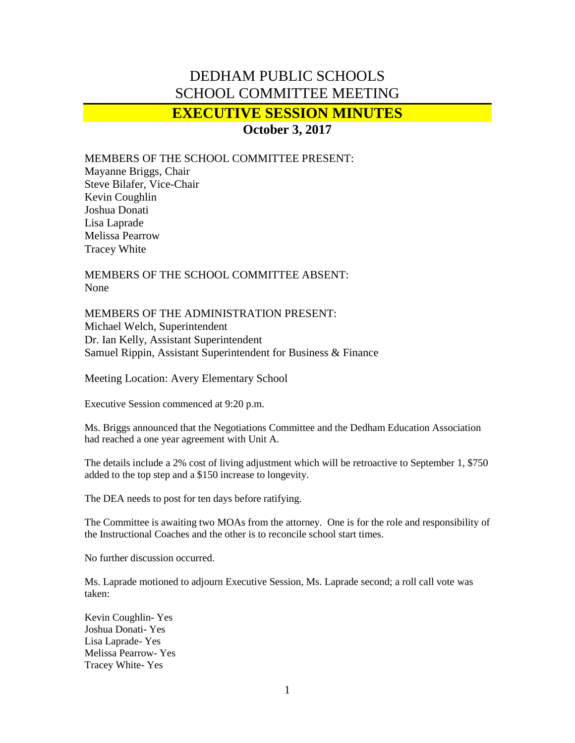# DEDHAM PUBLIC SCHOOLS
# SCHOOL COMMITTEE MEETING

## EXECUTIVE SESSION MINUTES

### October 3, 2017

MEMBERS OF THE SCHOOL COMMITTEE PRESENT:
Mayanne Briggs, Chair
Steve Bilafer, Vice-Chair
Kevin Coughlin
Joshua Donati
Lisa Laprade
Melissa Pearrow
Tracey White

MEMBERS OF THE SCHOOL COMMITTEE ABSENT:
None

MEMBERS OF THE ADMINISTRATION PRESENT:
Michael Welch, Superintendent
Dr. Ian Kelly, Assistant Superintendent
Samuel Rippin, Assistant Superintendent for Business & Finance

Meeting Location: Avery Elementary School

Executive Session commenced at 9:20 p.m.

Ms. Briggs announced that the Negotiations Committee and the Dedham Education Association had reached a one year agreement with Unit A.

The details include a 2% cost of living adjustment which will be retroactive to September 1, $750 added to the top step and a $150 increase to longevity.

The DEA needs to post for ten days before ratifying.

The Committee is awaiting two MOAs from the attorney. One is for the role and responsibility of the Instructional Coaches and the other is to reconcile school start times.

No further discussion occurred.

Ms. Laprade motioned to adjourn Executive Session, Ms. Laprade second; a roll call vote was taken:

Kevin Coughlin- Yes
Joshua Donati- Yes
Lisa Laprade- Yes
Melissa Pearrow- Yes
Tracey White- Yes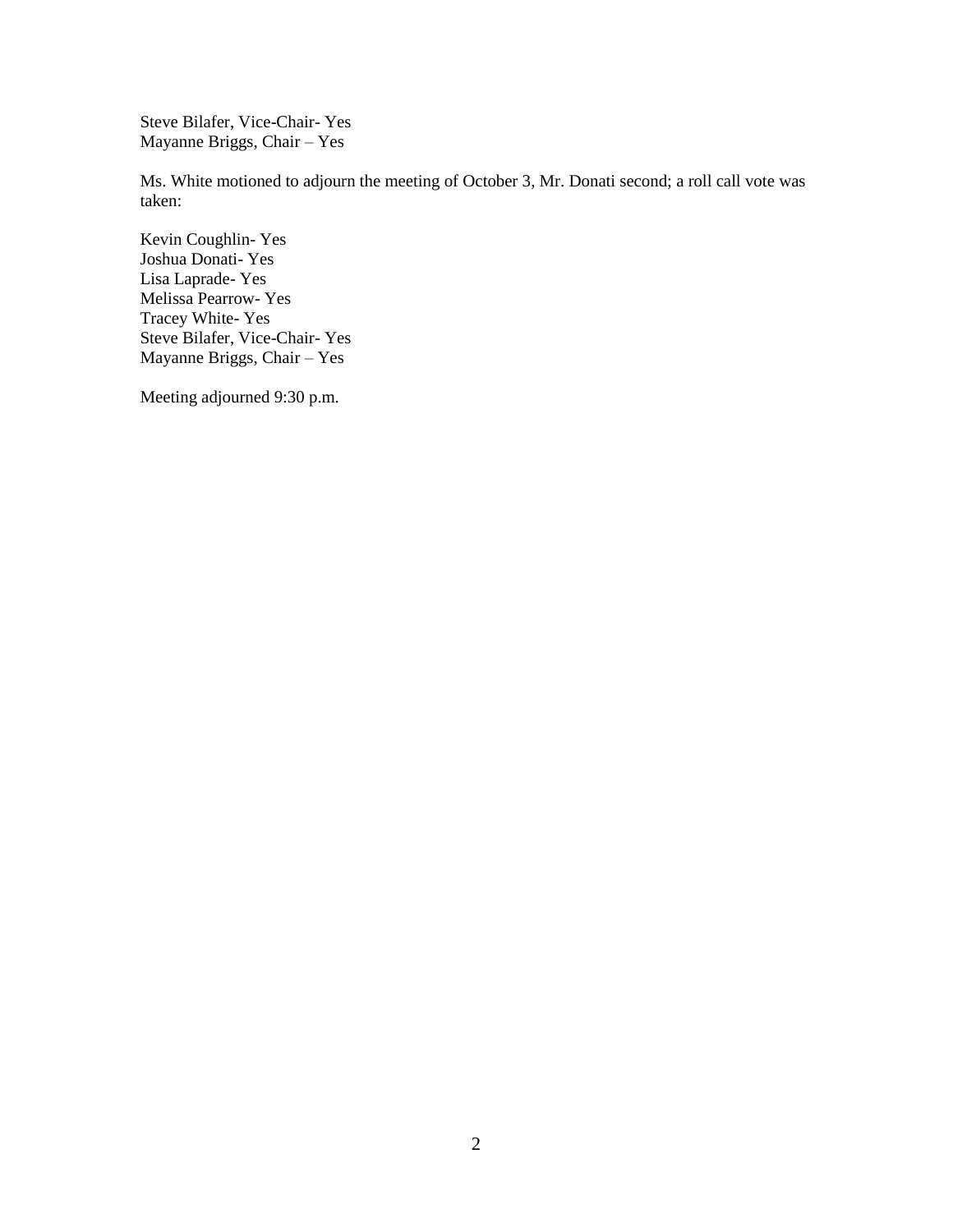Steve Bilafer, Vice-Chair- Yes
Mayanne Briggs, Chair – Yes

Ms. White motioned to adjourn the meeting of October 3, Mr. Donati second; a roll call vote was taken:

Kevin Coughlin- Yes
Joshua Donati- Yes
Lisa Laprade- Yes
Melissa Pearrow- Yes
Tracey White- Yes
Steve Bilafer, Vice-Chair- Yes
Mayanne Briggs, Chair – Yes

Meeting adjourned 9:30 p.m.